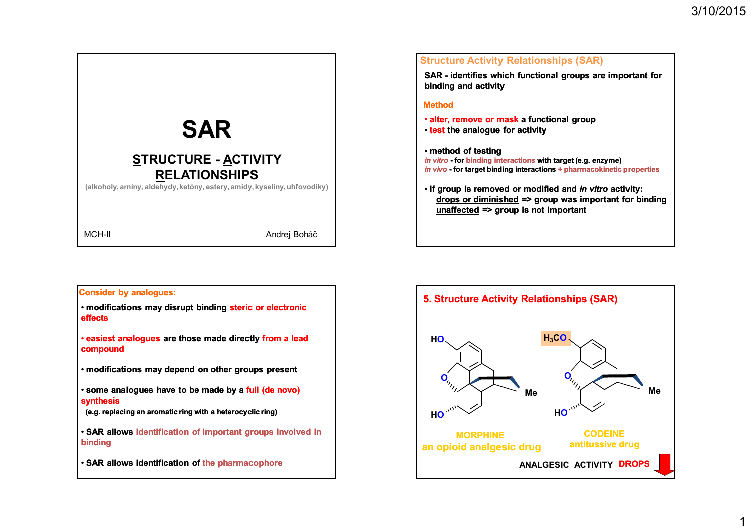# SAR

## STRUCTURE - ACTIVITY RELATIONSHIPS

(alkoholy, amíny, aldehydy, ketóny, estery, amidy, kyseliny, uhľovodíky)

MCH-II — Andrej Boháč

## Structure Activity Relationships (SAR)

**SAR - identifies which functional groups are important for binding and activity**

### Method

- **alter, remove or mask a functional group**
- **test the analogue for activity**

- **method of testing**
  *in vitro* - for binding interactions with target (e.g. enzyme)
  *in vivo* - for target binding interactions + pharmacokinetic properties

- **if group is removed or modified and *in vitro* activity:**
  **drops or diminished** => group was important for binding
  **unaffected** => group is not important

## Consider by analogues:

- modifications may disrupt binding **steric or electronic effects**
- **easiest analogues** are those made directly **from a lead compound**
- modifications may depend on other groups present
- some analogues have to be made by a **full (de novo) synthesis**
  (e.g. replacing an aromatic ring with a heterocyclic ring)
- SAR allows **identification of important groups involved in binding**
- SAR allows identification of **the pharmacophore**

## 5. Structure Activity Relationships (SAR)

HO, O, HO, Me — MORPHINE — an opioid analgesic drug

$H_3CO$, O, HO, Me — CODEINE — antitussive drug

ANALGESIC ACTIVITY **DROPS**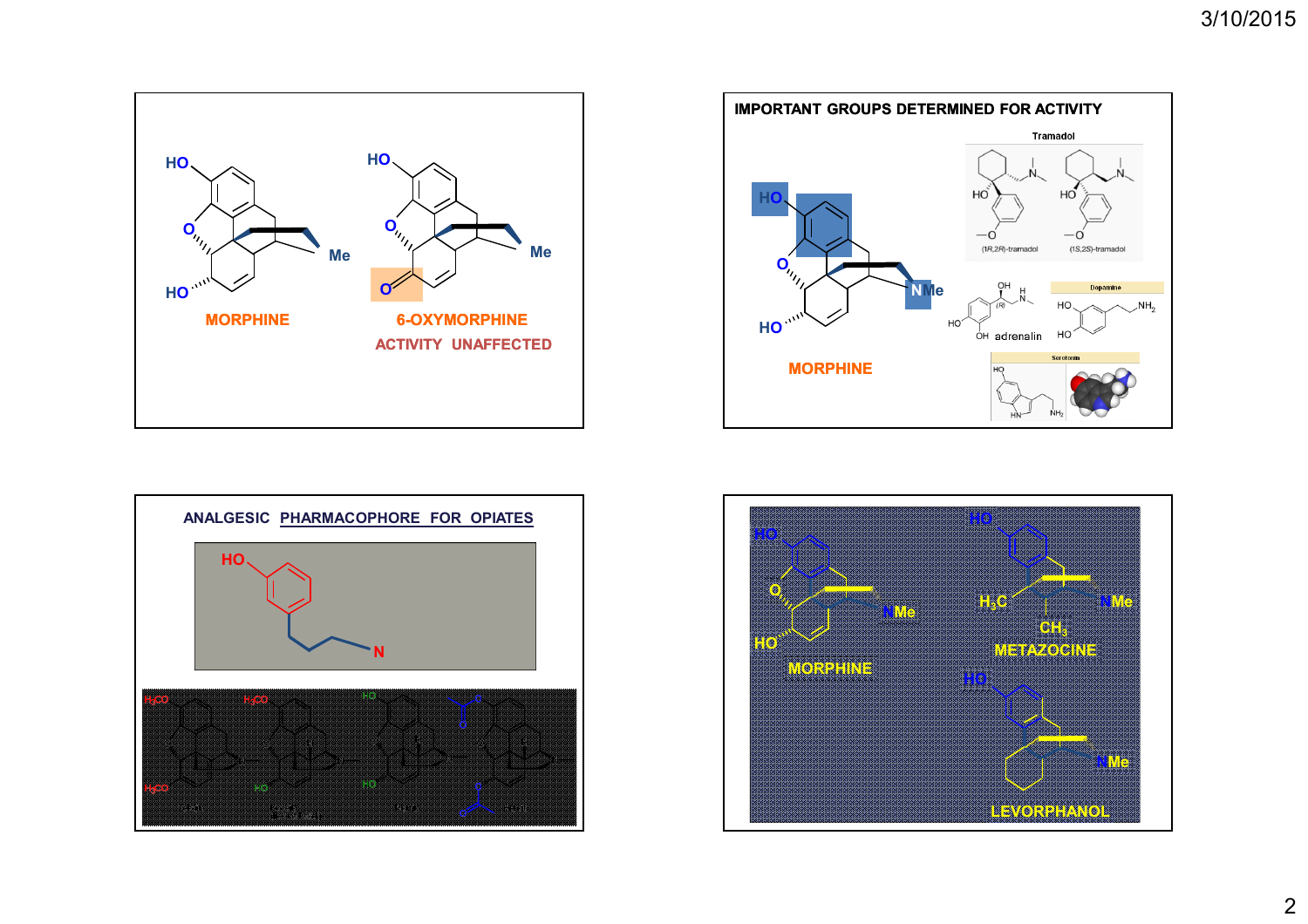MORPHINE

6-OXYMORPHINE

ACTIVITY UNAFFECTED

## IMPORTANT GROUPS DETERMINED FOR ACTIVITY

Tramadol

(1R,2R)-tramadol

(1S,2S)-tramadol

adrenalin

Dopamine

Serotonin

MORPHINE

## ANALGESIC PHARMACOPHORE FOR OPIATES

MORPHINE

METAZOCINE

LEVORPHANOL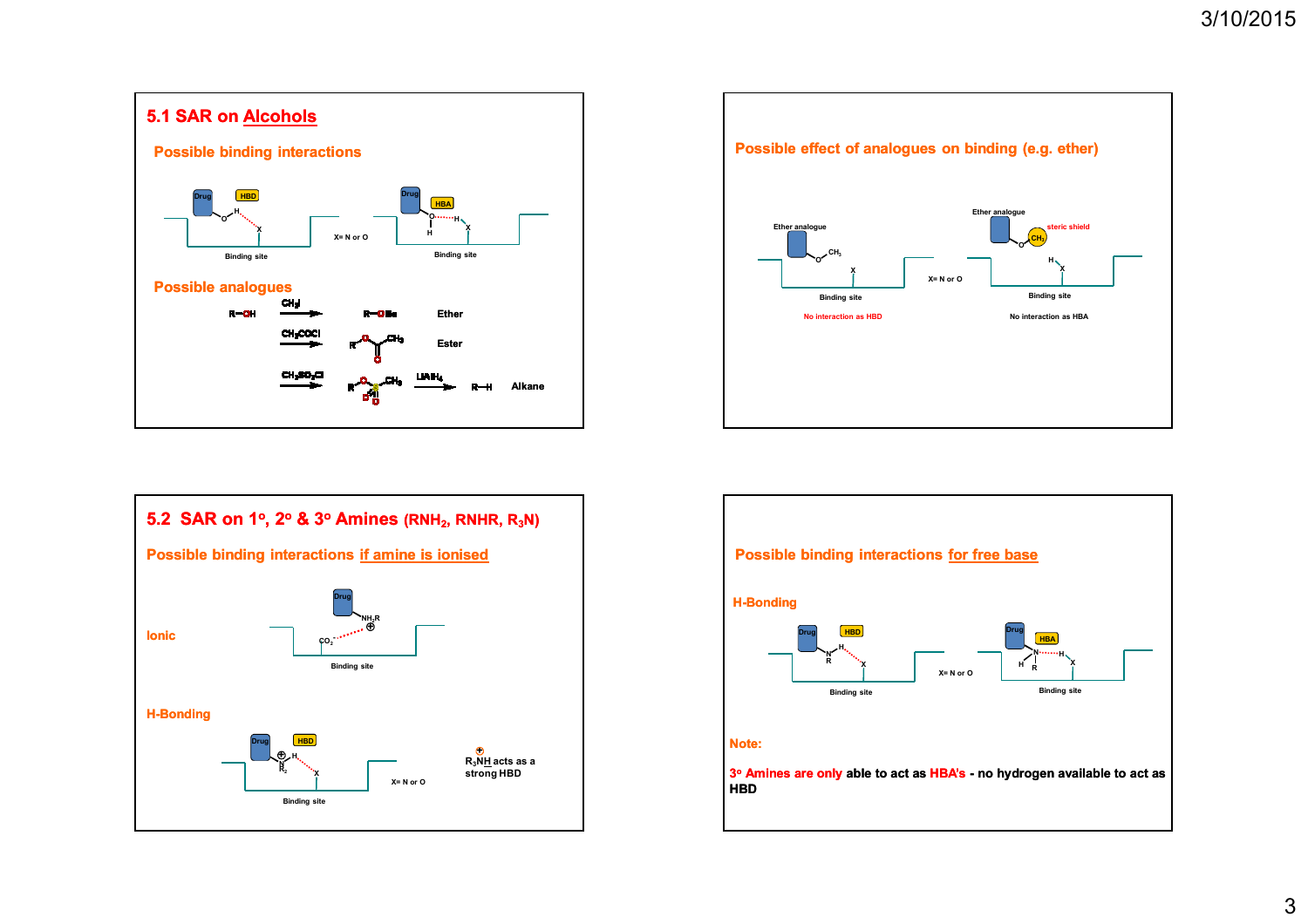## 5.1 SAR on Alcohols

### Possible binding interactions

Drug — HBD — X (Binding site) &nbsp;&nbsp; X= N or O &nbsp;&nbsp; Drug — HBA — X (Binding site)

### Possible analogues

| | Reagent | Product | Type |
|---|---|---|---|
| R—OH | $CH_3I$ → | R—OMe | Ether |
| | $CH_3COCl$ → | $R-O-C(=O)CH_3$ | Ester |
| | $CH_3SO_2Cl$ → | $R-O-SO_2-CH_3$ → ($LiAlH_4$) → R—H | Alkane |

### Possible effect of analogues on binding (e.g. ether)

Ether analogue — Binding site — No interaction as HBD

X= N or O

Ether analogue — steric shield ($CH_3$) — Binding site — No interaction as HBA

## 5.2 SAR on 1°, 2° & 3° Amines ($RNH_2$, RNHR, $R_3N$)

### Possible binding interactions if amine is ionised

**Ionic**

Drug — $NH_2R^{\oplus}$ ····· $CO_2^-$ (Binding site)

**H-Bonding**

Drug — HBD — X (Binding site) &nbsp;&nbsp; X= N or O

$R_3NH^{\oplus}$ acts as a strong HBD

### Possible binding interactions for free base

**H-Bonding**

Drug — HBD — X (Binding site) &nbsp;&nbsp; X= N or O &nbsp;&nbsp; Drug — HBA — X (Binding site)

**Note:**

3° Amines are only able to act as HBA's - no hydrogen available to act as HBD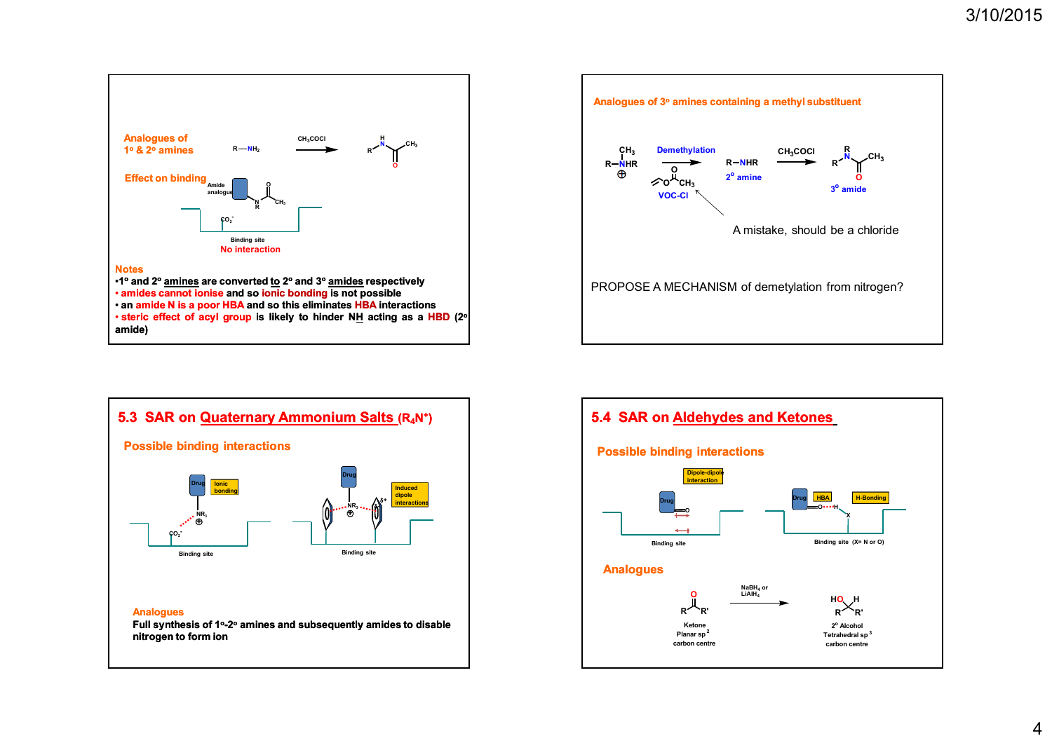Analogues of 1° & 2° amines

R—$NH_2$ $\xrightarrow{CH_3COCl}$ R–NH–C(=O)–$CH_3$

Effect on binding

Amide analogue

Binding site

No interaction

**Notes**

- **1° and 2° amines are converted to 2° and 3° amides respectively**
- **amides cannot ionise and so ionic bonding is not possible**
- **an amide N is a poor HBA and so this eliminates HBA interactions**
- **steric effect of acyl group is likely to hinder NH acting as a HBD (2° amide)**

Analogues of 3° amines containing a methyl substituent

R–$\overset{+}{N}$H($CH_3$)R $\xrightarrow{\text{Demethylation}}$ R—NHR (2° amine) $\xrightarrow{CH_3COCl}$ R–N(R)–C(=O)–$CH_3$ (3° amide)

VOC-Cl

A mistake, should be a chloride

PROPOSE A MECHANISM of demetylation from nitrogen?

## 5.3 SAR on Quaternary Ammonium Salts ($R_4N^+$)

Possible binding interactions

Drug — Ionic bonding — $NR_3^{\oplus}$ ··· $CO_2^-$ — Binding site

Drug — $NR_3^{\oplus}$ — Induced dipole interactions ($\delta+$) — Binding site

**Analogues**

**Full synthesis of 1°-2° amines and subsequently amides to disable nitrogen to form ion**

## 5.4 SAR on Aldehydes and Ketones

Possible binding interactions

Dipole-dipole interaction — Binding site

HBA — H-Bonding — Binding site (X= N or O)

Analogues

Ketone (Planar $sp^2$ carbon centre) $\xrightarrow{NaBH_4 \text{ or } LiAlH_4}$ 2° Alcohol (Tetrahedral $sp^3$ carbon centre)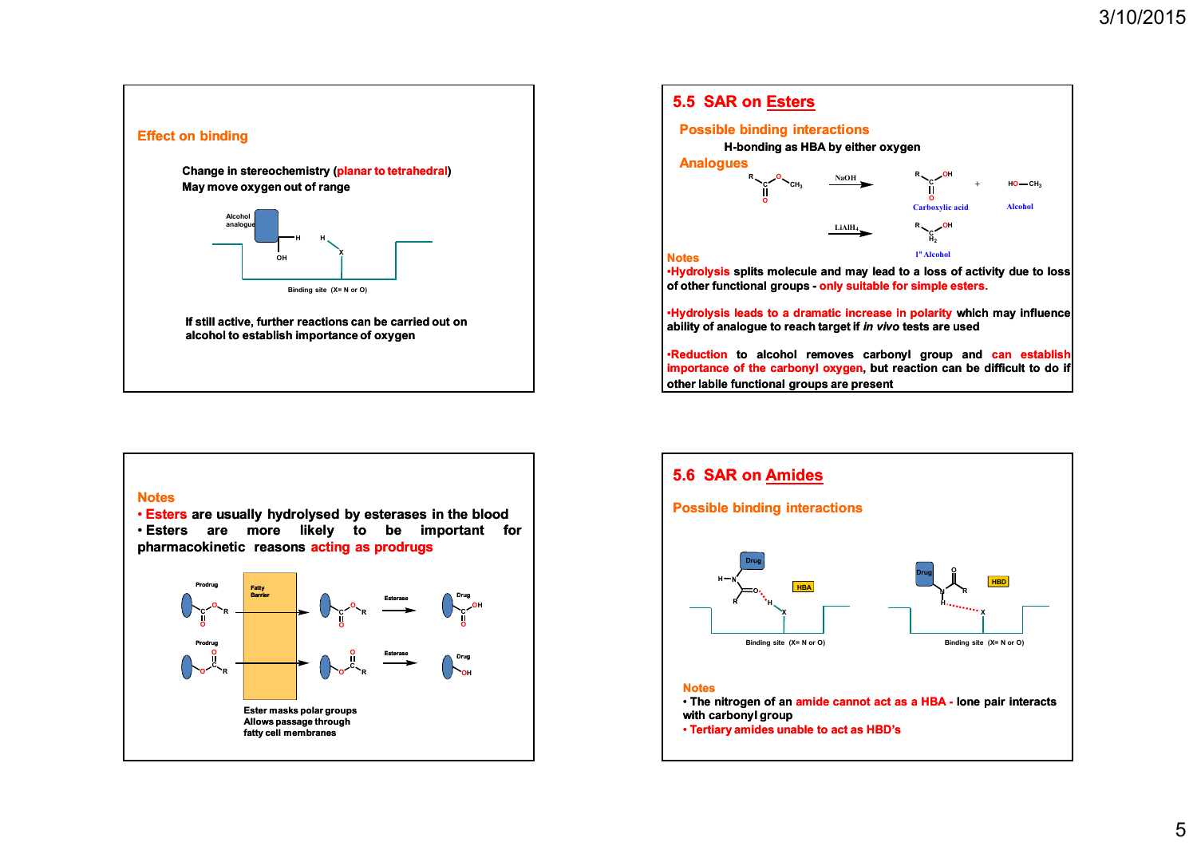### Effect on binding

Change in stereochemistry (planar to tetrahedral)
May move oxygen out of range

Alcohol analogue

Binding site (X= N or O)

If still active, further reactions can be carried out on alcohol to establish importance of oxygen

## 5.5 SAR on Esters

### Possible binding interactions

H-bonding as HBA by either oxygen

### Analogues

NaOH → Carboxylic acid + Alcohol ($HO—CH_3$)

$LiAlH_4$ → 1° Alcohol

**Notes**

- Hydrolysis splits molecule and may lead to a loss of activity due to loss of other functional groups - only suitable for simple esters.
- Hydrolysis leads to a dramatic increase in polarity which may influence ability of analogue to reach target if *in vivo* tests are used
- Reduction to alcohol removes carbonyl group and can establish importance of the carbonyl oxygen, but reaction can be difficult to do if other labile functional groups are present

**Notes**

- Esters are usually hydrolysed by esterases in the blood
- Esters are more likely to be important for pharmacokinetic reasons acting as prodrugs

Prodrug — Fatty Barrier — Esterase — Drug

Ester masks polar groups
Allows passage through fatty cell membranes

## 5.6 SAR on Amides

### Possible binding interactions

HBA / HBD

Binding site (X= N or O)

**Notes**

- The nitrogen of an amide cannot act as a HBA - lone pair interacts with carbonyl group
- Tertiary amides unable to act as HBD's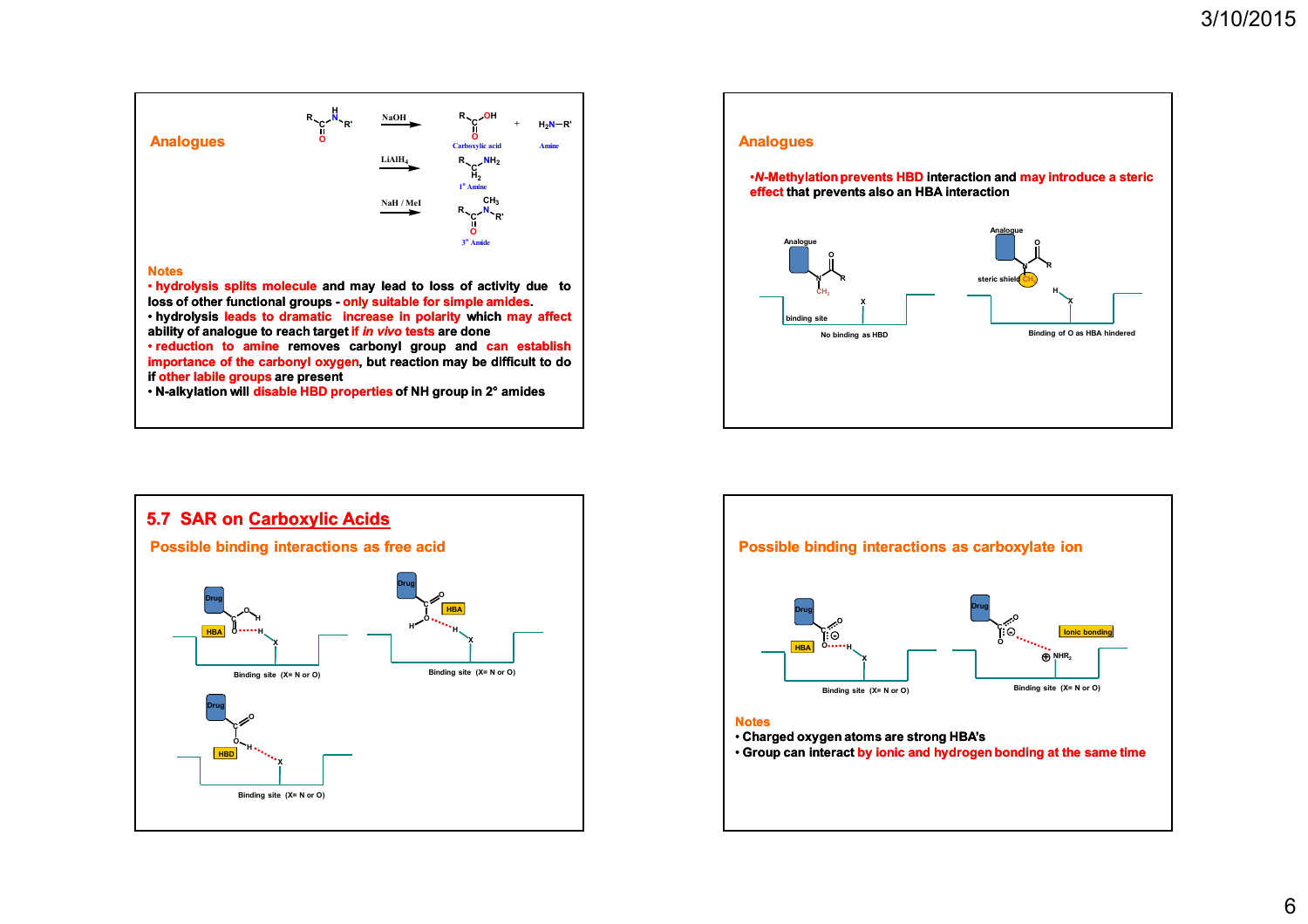## Analogues

R–C(=O)–NH–R' $\xrightarrow{NaOH}$ R–C(=O)–OH (Carboxylic acid) + $H_2N$–R' (Amine)

R–C(=O)–NH–R' $\xrightarrow{LiAlH_4}$ R–$CH_2$–$NH_2$ (1° Amine)

R–C(=O)–NH–R' $\xrightarrow{NaH / MeI}$ R–C(=O)–N($CH_3$)–R' (3° Amide)

**Notes**

- **hydrolysis splits molecule and may lead to loss of activity due to loss of other functional groups - only suitable for simple amides.**
- **hydrolysis leads to dramatic increase in polarity which may affect ability of analogue to reach target if *in vivo* tests are done**
- **reduction to amine removes carbonyl group and can establish importance of the carbonyl oxygen, but reaction may be difficult to do if other labile groups are present**
- **N-alkylation will disable HBD properties of NH group in 2° amides**

## Analogues

- ***N*-Methylation prevents HBD interaction and may introduce a steric effect that prevents also an HBA interaction**

Analogue — binding site — No binding as HBD

Analogue — steric shield ($CH_3$) — Binding of O as HBA hindered

## 5.7 SAR on Carboxylic Acids

### Possible binding interactions as free acid

Drug — HBA — Binding site (X= N or O)

Drug — HBA — Binding site (X= N or O)

Drug — HBD — Binding site (X= N or O)

### Possible binding interactions as carboxylate ion

Drug — HBA — Binding site (X= N or O)

Drug — Ionic bonding — $NHR_2$ — Binding site (X= N or O)

**Notes**

- **Charged oxygen atoms are strong HBA's**
- **Group can interact by ionic and hydrogen bonding at the same time**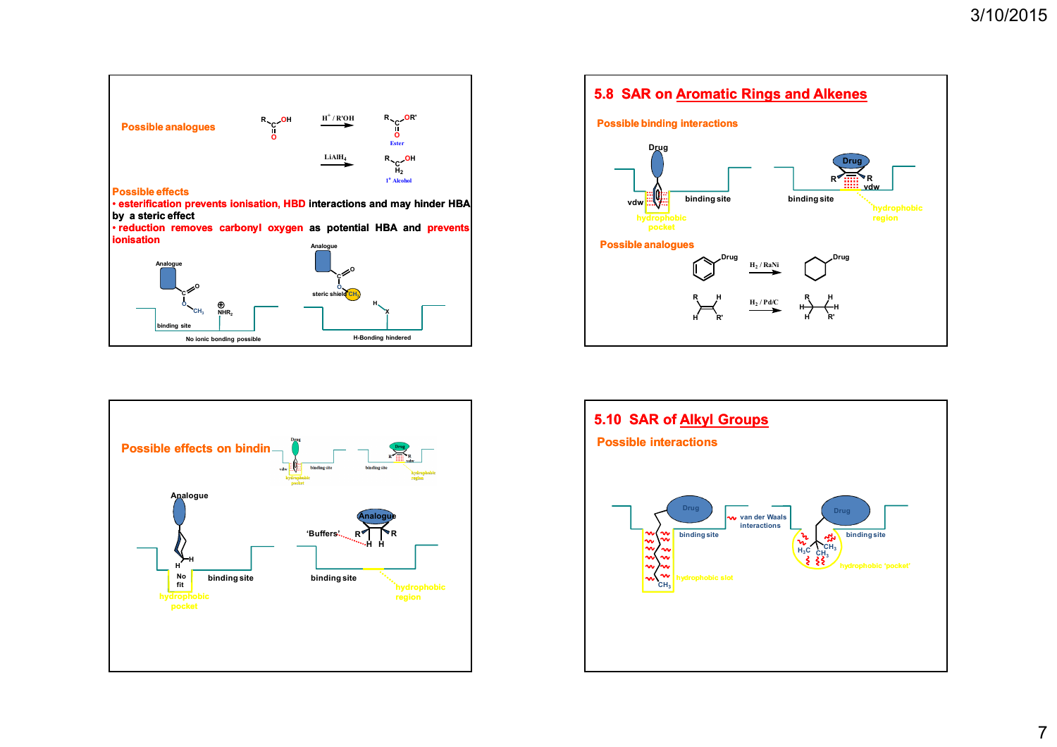**Possible analogues**

$R{-}COOH \xrightarrow{H^+ / R'OH} R{-}COOR'$ (Ester)

$R{-}COOH \xrightarrow{LiAlH_4} R{-}CH_2{-}OH$ ($1^\circ$ Alcohol)

**Possible effects**

- esterification prevents ionisation, HBD interactions and may hinder HBA by a steric effect
- reduction removes carbonyl oxygen as potential HBA and prevents ionisation

Analogue — binding site — No ionic bonding possible

Analogue — steric shield ($CH_3$) — H-Bonding hindered

## 5.8 SAR on Aromatic Rings and Alkenes

**Possible binding interactions**

Drug — vdw — hydrophobic pocket — binding site

Drug — R, R — vdw — binding site — hydrophobic region

**Possible analogues**

Benzene–Drug $\xrightarrow{H_2 / RaNi}$ Cyclohexane–Drug

Alkene (R, H / H, R') $\xrightarrow{H_2 / Pd/C}$ Alkane

**Possible effects on binding**

Analogue — No fit — hydrophobic pocket — binding site

Analogue — 'Buffers' — binding site — hydrophobic region

## 5.10 SAR of Alkyl Groups

**Possible interactions**

Drug — binding site — van der Waals interactions — hydrophobic slot ($CH_3$)

Drug — binding site — hydrophobic 'pocket' ($H_3C$, $CH_3$, $CH_3$)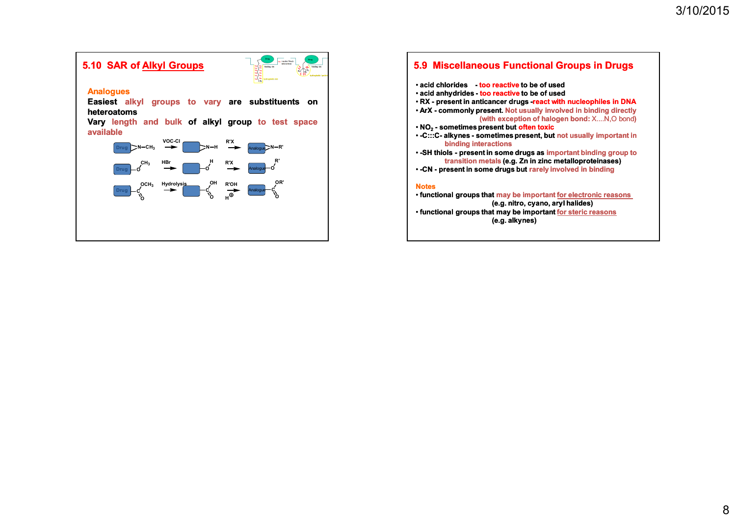## 5.10 SAR of Alkyl Groups

**Analogues**

**Easiest alkyl groups to vary are substituents on heteroatoms**

**Vary length and bulk of alkyl group to test space available**

Drug $>N-CH_3$ → VOC-Cl → $>N-H$ → R'X → Analogue $>N-R'$

Drug $-O-CH_3$ → HBr → $-O-H$ → R'X → Analogue $-O-R'$

Drug $-C(=O)-OCH_3$ → Hydrolysis → $-C(=O)-OH$ → R'OH / $H^{\oplus}$ → Analogue $-C(=O)-OR'$

## 5.9 Miscellaneous Functional Groups in Drugs

- acid chlorides - too reactive to be of used
- acid anhydrides - too reactive to be of used
- RX - present in anticancer drugs - react with nucleophiles in DNA
- ArX - commonly present. Not usually involved in binding directly (with exception of halogen bond: X....N,O bond)
- $NO_2$ - sometimes present but often toxic
- -C:::C- alkynes - sometimes present, but not usually important in binding interactions
- -SH thiols - present in some drugs as important binding group to transition metals (e.g. Zn in zinc metalloproteinases)
- -CN - present in some drugs but rarely involved in binding

**Notes**

- functional groups that may be important for electronic reasons (e.g. nitro, cyano, aryl halides)
- functional groups that may be important for steric reasons (e.g. alkynes)